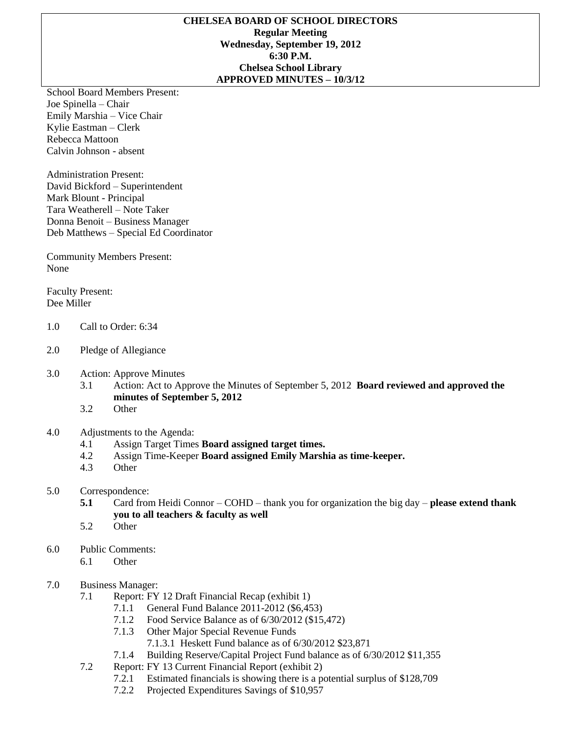**CHELSEA BOARD OF SCHOOL DIRECTORS**
**Regular Meeting**
**Wednesday, September 19, 2012**
**6:30 P.M.**
**Chelsea School Library**
**APPROVED MINUTES – 10/3/12**

School Board Members Present:
Joe Spinella – Chair
Emily Marshia – Vice Chair
Kylie Eastman – Clerk
Rebecca Mattoon
Calvin Johnson - absent

Administration Present:
David Bickford – Superintendent
Mark Blount - Principal
Tara Weatherell – Note Taker
Donna Benoit – Business Manager
Deb Matthews – Special Ed Coordinator

Community Members Present:
None

Faculty Present:
Dee Miller

1.0 Call to Order: 6:34

2.0 Pledge of Allegiance

3.0 Action: Approve Minutes
- 3.1 Action: Act to Approve the Minutes of September 5, 2012 **Board reviewed and approved the minutes of September 5, 2012**
- 3.2 Other

4.0 Adjustments to the Agenda:
- 4.1 Assign Target Times **Board assigned target times.**
- 4.2 Assign Time-Keeper **Board assigned Emily Marshia as time-keeper.**
- 4.3 Other

5.0 Correspondence:
- **5.1** Card from Heidi Connor – COHD – thank you for organization the big day – **please extend thank you to all teachers & faculty as well**
- 5.2 Other

6.0 Public Comments:
- 6.1 Other

7.0 Business Manager:
- 7.1 Report: FY 12 Draft Financial Recap (exhibit 1)
  - 7.1.1 General Fund Balance 2011-2012 ($6,453)
  - 7.1.2 Food Service Balance as of 6/30/2012 ($15,472)
  - 7.1.3 Other Major Special Revenue Funds
    - 7.1.3.1 Heskett Fund balance as of 6/30/2012 $23,871
  - 7.1.4 Building Reserve/Capital Project Fund balance as of 6/30/2012 $11,355
- 7.2 Report: FY 13 Current Financial Report (exhibit 2)
  - 7.2.1 Estimated financials is showing there is a potential surplus of $128,709
  - 7.2.2 Projected Expenditures Savings of $10,957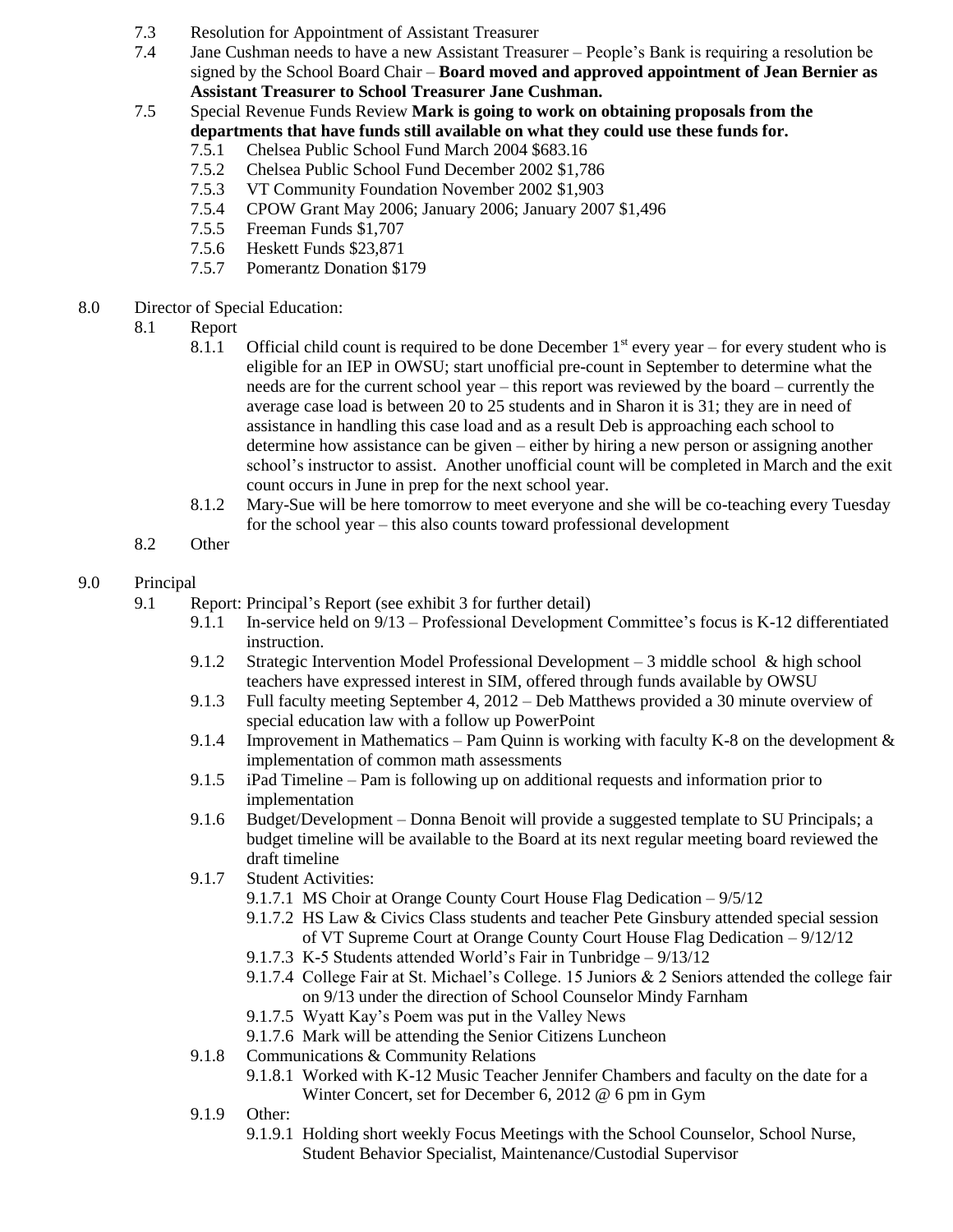7.3 Resolution for Appointment of Assistant Treasurer

7.4 Jane Cushman needs to have a new Assistant Treasurer – People's Bank is requiring a resolution be signed by the School Board Chair – **Board moved and approved appointment of Jean Bernier as Assistant Treasurer to School Treasurer Jane Cushman.**

7.5 Special Revenue Funds Review **Mark is going to work on obtaining proposals from the departments that have funds still available on what they could use these funds for.**

- 7.5.1 Chelsea Public School Fund March 2004 $683.16
- 7.5.2 Chelsea Public School Fund December 2002 $1,786
- 7.5.3 VT Community Foundation November 2002 $1,903
- 7.5.4 CPOW Grant May 2006; January 2006; January 2007 $1,496
- 7.5.5 Freeman Funds $1,707
- 7.5.6 Heskett Funds $23,871
- 7.5.7 Pomerantz Donation $179

8.0 Director of Special Education:

8.1 Report

- 8.1.1 Official child count is required to be done December 1st every year – for every student who is eligible for an IEP in OWSU; start unofficial pre-count in September to determine what the needs are for the current school year – this report was reviewed by the board – currently the average case load is between 20 to 25 students and in Sharon it is 31; they are in need of assistance in handling this case load and as a result Deb is approaching each school to determine how assistance can be given – either by hiring a new person or assigning another school's instructor to assist. Another unofficial count will be completed in March and the exit count occurs in June in prep for the next school year.
- 8.1.2 Mary-Sue will be here tomorrow to meet everyone and she will be co-teaching every Tuesday for the school year – this also counts toward professional development

8.2 Other

9.0 Principal

9.1 Report: Principal's Report (see exhibit 3 for further detail)

- 9.1.1 In-service held on 9/13 – Professional Development Committee's focus is K-12 differentiated instruction.
- 9.1.2 Strategic Intervention Model Professional Development – 3 middle school & high school teachers have expressed interest in SIM, offered through funds available by OWSU
- 9.1.3 Full faculty meeting September 4, 2012 – Deb Matthews provided a 30 minute overview of special education law with a follow up PowerPoint
- 9.1.4 Improvement in Mathematics – Pam Quinn is working with faculty K-8 on the development & implementation of common math assessments
- 9.1.5 iPad Timeline – Pam is following up on additional requests and information prior to implementation
- 9.1.6 Budget/Development – Donna Benoit will provide a suggested template to SU Principals; a budget timeline will be available to the Board at its next regular meeting board reviewed the draft timeline
- 9.1.7 Student Activities:
  - 9.1.7.1 MS Choir at Orange County Court House Flag Dedication – 9/5/12
  - 9.1.7.2 HS Law & Civics Class students and teacher Pete Ginsbury attended special session of VT Supreme Court at Orange County Court House Flag Dedication – 9/12/12
  - 9.1.7.3 K-5 Students attended World's Fair in Tunbridge – 9/13/12
  - 9.1.7.4 College Fair at St. Michael's College. 15 Juniors & 2 Seniors attended the college fair on 9/13 under the direction of School Counselor Mindy Farnham
  - 9.1.7.5 Wyatt Kay's Poem was put in the Valley News
  - 9.1.7.6 Mark will be attending the Senior Citizens Luncheon
- 9.1.8 Communications & Community Relations
  - 9.1.8.1 Worked with K-12 Music Teacher Jennifer Chambers and faculty on the date for a Winter Concert, set for December 6, 2012 @ 6 pm in Gym
- 9.1.9 Other:
  - 9.1.9.1 Holding short weekly Focus Meetings with the School Counselor, School Nurse, Student Behavior Specialist, Maintenance/Custodial Supervisor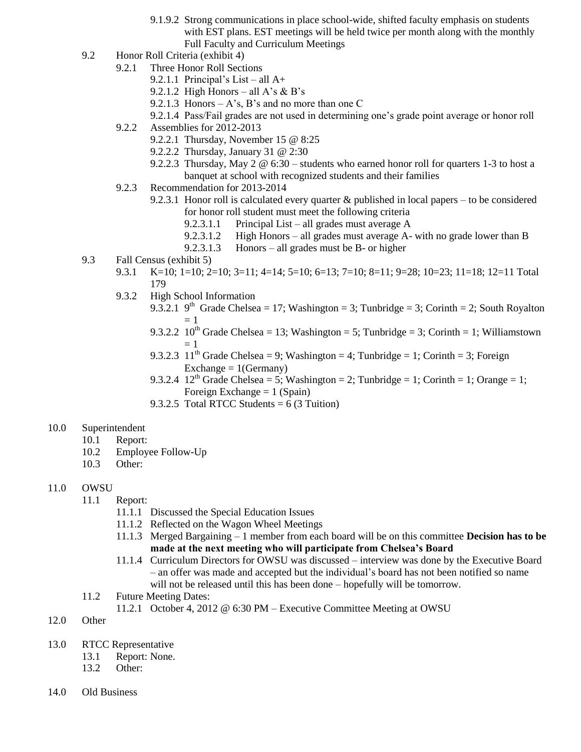- 9.1.9.2 Strong communications in place school-wide, shifted faculty emphasis on students with EST plans. EST meetings will be held twice per month along with the monthly Full Faculty and Curriculum Meetings
- 9.2 Honor Roll Criteria (exhibit 4)
  - 9.2.1 Three Honor Roll Sections
    - 9.2.1.1 Principal's List – all A+
    - 9.2.1.2 High Honors – all A's & B's
    - 9.2.1.3 Honors – A's, B's and no more than one C
    - 9.2.1.4 Pass/Fail grades are not used in determining one's grade point average or honor roll
  - 9.2.2 Assemblies for 2012-2013
    - 9.2.2.1 Thursday, November 15 @ 8:25
    - 9.2.2.2 Thursday, January 31 @ 2:30
    - 9.2.2.3 Thursday, May 2 @ 6:30 – students who earned honor roll for quarters 1-3 to host a banquet at school with recognized students and their families
  - 9.2.3 Recommendation for 2013-2014
    - 9.2.3.1 Honor roll is calculated every quarter & published in local papers – to be considered for honor roll student must meet the following criteria
      - 9.2.3.1.1 Principal List – all grades must average A
      - 9.2.3.1.2 High Honors – all grades must average A- with no grade lower than B
      - 9.2.3.1.3 Honors – all grades must be B- or higher
- 9.3 Fall Census (exhibit 5)
  - 9.3.1 K=10; 1=10; 2=10; 3=11; 4=14; 5=10; 6=13; 7=10; 8=11; 9=28; 10=23; 11=18; 12=11 Total 179
  - 9.3.2 High School Information
    - 9.3.2.1 9th Grade Chelsea = 17; Washington = 3; Tunbridge = 3; Corinth = 2; South Royalton = 1
    - 9.3.2.2 10th Grade Chelsea = 13; Washington = 5; Tunbridge = 3; Corinth = 1; Williamstown = 1
    - 9.3.2.3 11th Grade Chelsea = 9; Washington = 4; Tunbridge = 1; Corinth = 3; Foreign Exchange = 1(Germany)
    - 9.3.2.4 12th Grade Chelsea = 5; Washington = 2; Tunbridge = 1; Corinth = 1; Orange = 1; Foreign Exchange = 1 (Spain)
    - 9.3.2.5 Total RTCC Students = 6 (3 Tuition)

10.0 Superintendent
- 10.1 Report:
- 10.2 Employee Follow-Up
- 10.3 Other:

11.0 OWSU
- 11.1 Report:
  - 11.1.1 Discussed the Special Education Issues
  - 11.1.2 Reflected on the Wagon Wheel Meetings
  - 11.1.3 Merged Bargaining – 1 member from each board will be on this committee **Decision has to be made at the next meeting who will participate from Chelsea's Board**
  - 11.1.4 Curriculum Directors for OWSU was discussed – interview was done by the Executive Board – an offer was made and accepted but the individual's board has not been notified so name will not be released until this has been done – hopefully will be tomorrow.
- 11.2 Future Meeting Dates:
  - 11.2.1 October 4, 2012 @ 6:30 PM – Executive Committee Meeting at OWSU

12.0 Other

13.0 RTCC Representative
- 13.1 Report: None.
- 13.2 Other:

14.0 Old Business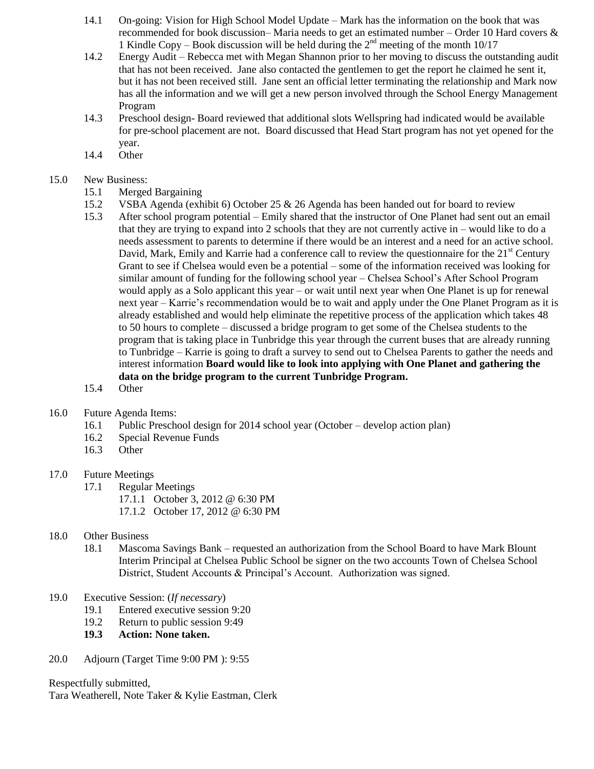14.1 On-going: Vision for High School Model Update – Mark has the information on the book that was recommended for book discussion– Maria needs to get an estimated number – Order 10 Hard covers & 1 Kindle Copy – Book discussion will be held during the 2nd meeting of the month 10/17

14.2 Energy Audit – Rebecca met with Megan Shannon prior to her moving to discuss the outstanding audit that has not been received. Jane also contacted the gentlemen to get the report he claimed he sent it, but it has not been received still. Jane sent an official letter terminating the relationship and Mark now has all the information and we will get a new person involved through the School Energy Management Program

14.3 Preschool design- Board reviewed that additional slots Wellspring had indicated would be available for pre-school placement are not. Board discussed that Head Start program has not yet opened for the year.

14.4 Other

15.0 New Business:

15.1 Merged Bargaining

15.2 VSBA Agenda (exhibit 6) October 25 & 26 Agenda has been handed out for board to review

15.3 After school program potential – Emily shared that the instructor of One Planet had sent out an email that they are trying to expand into 2 schools that they are not currently active in – would like to do a needs assessment to parents to determine if there would be an interest and a need for an active school. David, Mark, Emily and Karrie had a conference call to review the questionnaire for the 21st Century Grant to see if Chelsea would even be a potential – some of the information received was looking for similar amount of funding for the following school year – Chelsea School's After School Program would apply as a Solo applicant this year – or wait until next year when One Planet is up for renewal next year – Karrie's recommendation would be to wait and apply under the One Planet Program as it is already established and would help eliminate the repetitive process of the application which takes 48 to 50 hours to complete – discussed a bridge program to get some of the Chelsea students to the program that is taking place in Tunbridge this year through the current buses that are already running to Tunbridge – Karrie is going to draft a survey to send out to Chelsea Parents to gather the needs and interest information **Board would like to look into applying with One Planet and gathering the data on the bridge program to the current Tunbridge Program.**

15.4 Other

16.0 Future Agenda Items:

16.1 Public Preschool design for 2014 school year (October – develop action plan)

16.2 Special Revenue Funds

16.3 Other

17.0 Future Meetings

17.1 Regular Meetings

17.1.1 October 3, 2012 @ 6:30 PM

17.1.2 October 17, 2012 @ 6:30 PM

18.0 Other Business

18.1 Mascoma Savings Bank – requested an authorization from the School Board to have Mark Blount Interim Principal at Chelsea Public School be signer on the two accounts Town of Chelsea School District, Student Accounts & Principal's Account. Authorization was signed.

19.0 Executive Session: (*If necessary*)

19.1 Entered executive session 9:20

19.2 Return to public session 9:49

**19.3 Action: None taken.**

20.0 Adjourn (Target Time 9:00 PM ): 9:55

Respectfully submitted,
Tara Weatherell, Note Taker & Kylie Eastman, Clerk